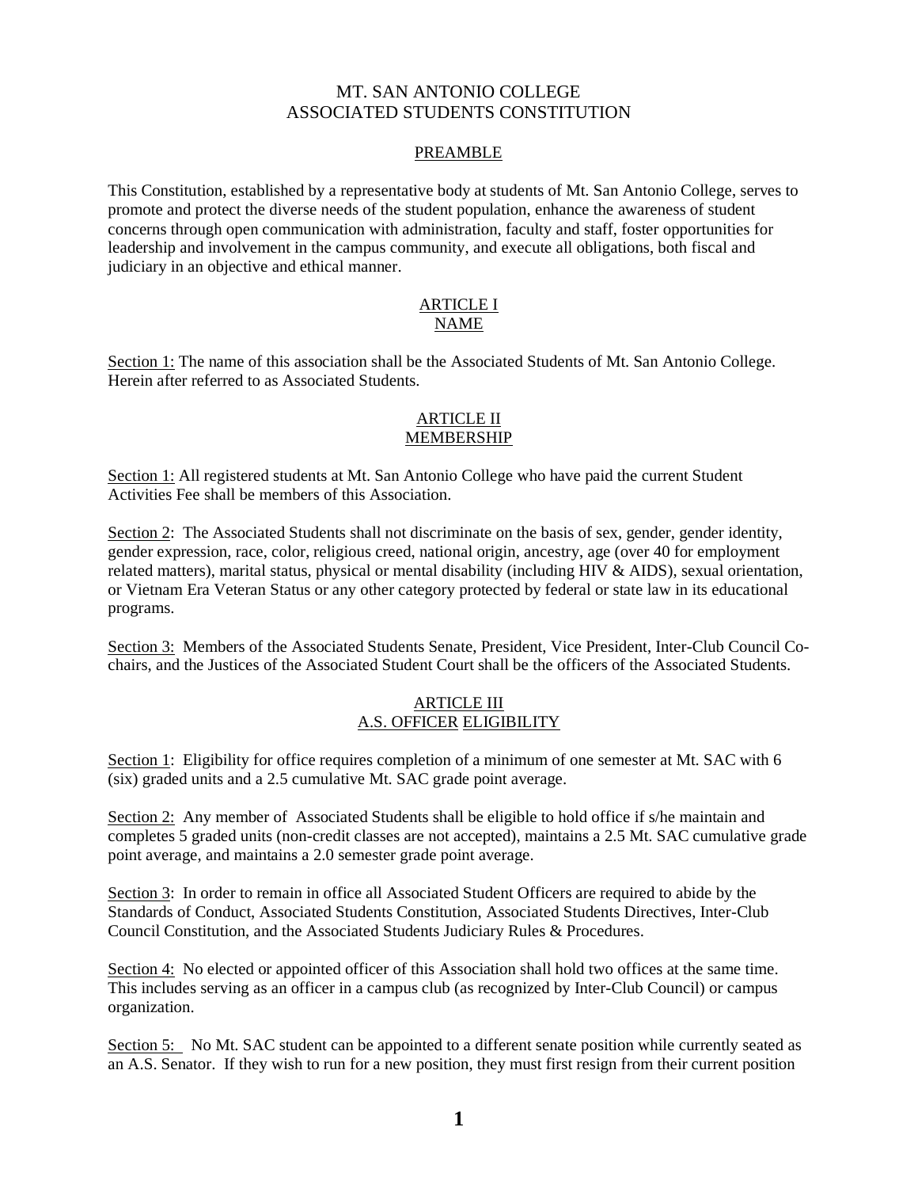# MT. SAN ANTONIO COLLEGE
# ASSOCIATED STUDENTS CONSTITUTION

## PREAMBLE

This Constitution, established by a representative body at students of Mt. San Antonio College, serves to promote and protect the diverse needs of the student population, enhance the awareness of student concerns through open communication with administration, faculty and staff, foster opportunities for leadership and involvement in the campus community, and execute all obligations, both fiscal and judiciary in an objective and ethical manner.

## ARTICLE I
## NAME

Section 1: The name of this association shall be the Associated Students of Mt. San Antonio College. Herein after referred to as Associated Students.

## ARTICLE II
## MEMBERSHIP

Section 1: All registered students at Mt. San Antonio College who have paid the current Student Activities Fee shall be members of this Association.

Section 2: The Associated Students shall not discriminate on the basis of sex, gender, gender identity, gender expression, race, color, religious creed, national origin, ancestry, age (over 40 for employment related matters), marital status, physical or mental disability (including HIV & AIDS), sexual orientation, or Vietnam Era Veteran Status or any other category protected by federal or state law in its educational programs.

Section 3: Members of the Associated Students Senate, President, Vice President, Inter-Club Council Co-chairs, and the Justices of the Associated Student Court shall be the officers of the Associated Students.

## ARTICLE III
## A.S. OFFICER ELIGIBILITY

Section 1: Eligibility for office requires completion of a minimum of one semester at Mt. SAC with 6 (six) graded units and a 2.5 cumulative Mt. SAC grade point average.

Section 2: Any member of Associated Students shall be eligible to hold office if s/he maintain and completes 5 graded units (non-credit classes are not accepted), maintains a 2.5 Mt. SAC cumulative grade point average, and maintains a 2.0 semester grade point average.

Section 3: In order to remain in office all Associated Student Officers are required to abide by the Standards of Conduct, Associated Students Constitution, Associated Students Directives, Inter-Club Council Constitution, and the Associated Students Judiciary Rules & Procedures.

Section 4: No elected or appointed officer of this Association shall hold two offices at the same time. This includes serving as an officer in a campus club (as recognized by Inter-Club Council) or campus organization.

Section 5: No Mt. SAC student can be appointed to a different senate position while currently seated as an A.S. Senator. If they wish to run for a new position, they must first resign from their current position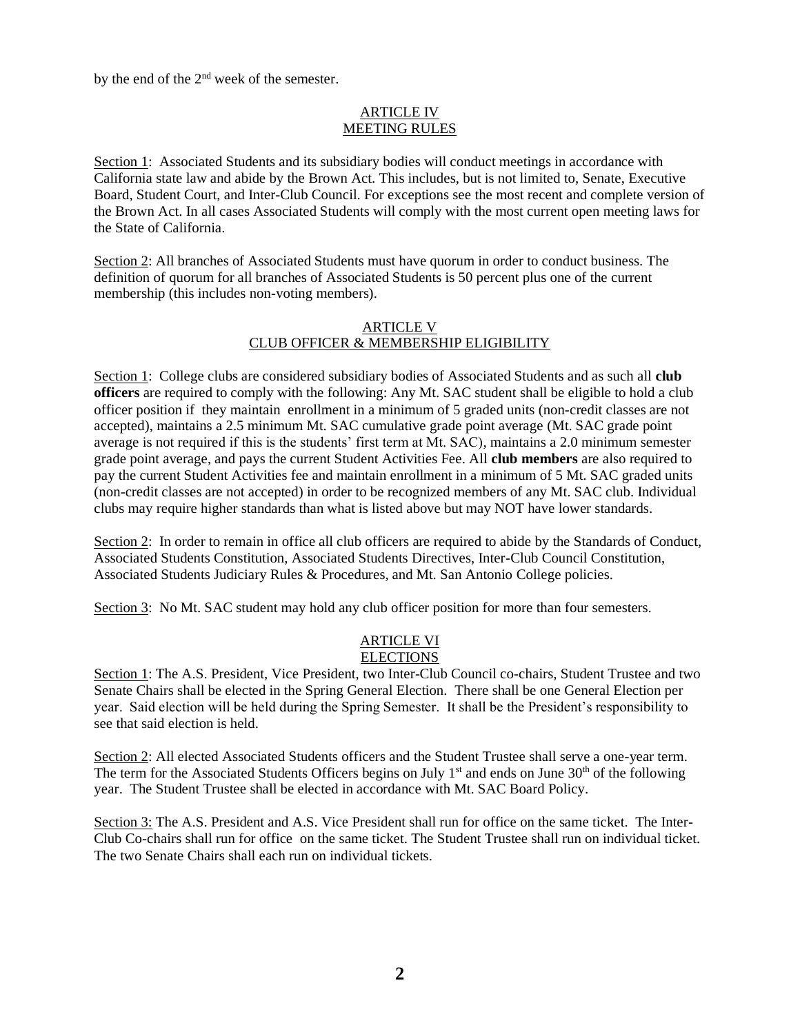by the end of the 2nd week of the semester.

## ARTICLE IV
## MEETING RULES

Section 1: Associated Students and its subsidiary bodies will conduct meetings in accordance with California state law and abide by the Brown Act. This includes, but is not limited to, Senate, Executive Board, Student Court, and Inter-Club Council. For exceptions see the most recent and complete version of the Brown Act. In all cases Associated Students will comply with the most current open meeting laws for the State of California.

Section 2: All branches of Associated Students must have quorum in order to conduct business. The definition of quorum for all branches of Associated Students is 50 percent plus one of the current membership (this includes non-voting members).

## ARTICLE V
## CLUB OFFICER & MEMBERSHIP ELIGIBILITY

Section 1: College clubs are considered subsidiary bodies of Associated Students and as such all **club officers** are required to comply with the following: Any Mt. SAC student shall be eligible to hold a club officer position if they maintain enrollment in a minimum of 5 graded units (non-credit classes are not accepted), maintains a 2.5 minimum Mt. SAC cumulative grade point average (Mt. SAC grade point average is not required if this is the students' first term at Mt. SAC), maintains a 2.0 minimum semester grade point average, and pays the current Student Activities Fee. All **club members** are also required to pay the current Student Activities fee and maintain enrollment in a minimum of 5 Mt. SAC graded units (non-credit classes are not accepted) in order to be recognized members of any Mt. SAC club. Individual clubs may require higher standards than what is listed above but may NOT have lower standards.

Section 2: In order to remain in office all club officers are required to abide by the Standards of Conduct, Associated Students Constitution, Associated Students Directives, Inter-Club Council Constitution, Associated Students Judiciary Rules & Procedures, and Mt. San Antonio College policies.

Section 3: No Mt. SAC student may hold any club officer position for more than four semesters.

## ARTICLE VI
## ELECTIONS

Section 1: The A.S. President, Vice President, two Inter-Club Council co-chairs, Student Trustee and two Senate Chairs shall be elected in the Spring General Election. There shall be one General Election per year. Said election will be held during the Spring Semester. It shall be the President's responsibility to see that said election is held.

Section 2: All elected Associated Students officers and the Student Trustee shall serve a one-year term. The term for the Associated Students Officers begins on July 1st and ends on June 30th of the following year. The Student Trustee shall be elected in accordance with Mt. SAC Board Policy.

Section 3: The A.S. President and A.S. Vice President shall run for office on the same ticket. The Inter-Club Co-chairs shall run for office on the same ticket. The Student Trustee shall run on individual ticket. The two Senate Chairs shall each run on individual tickets.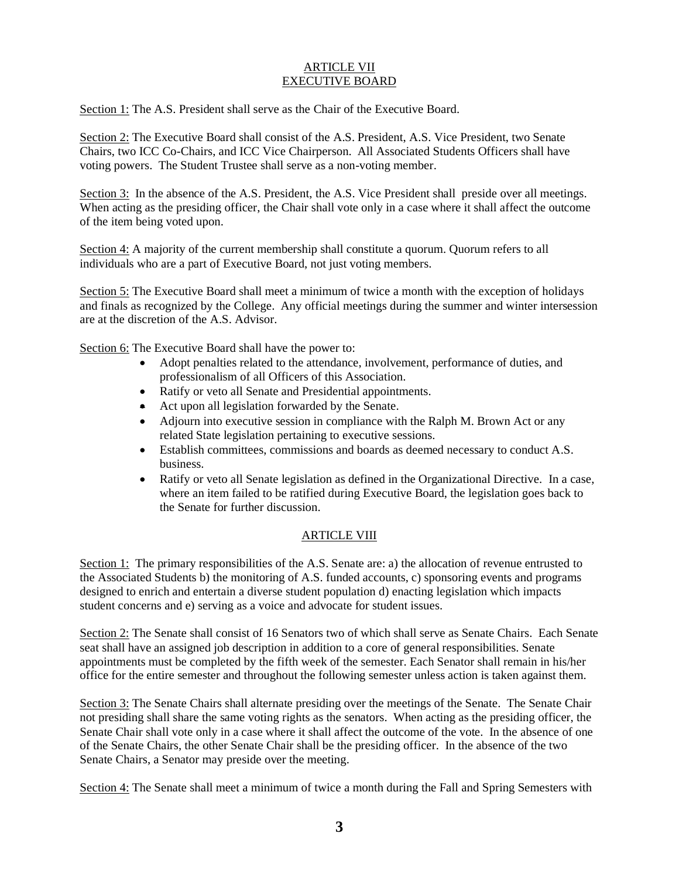## ARTICLE VII
## EXECUTIVE BOARD

Section 1: The A.S. President shall serve as the Chair of the Executive Board.

Section 2: The Executive Board shall consist of the A.S. President, A.S. Vice President, two Senate Chairs, two ICC Co-Chairs, and ICC Vice Chairperson. All Associated Students Officers shall have voting powers. The Student Trustee shall serve as a non-voting member.

Section 3: In the absence of the A.S. President, the A.S. Vice President shall preside over all meetings. When acting as the presiding officer, the Chair shall vote only in a case where it shall affect the outcome of the item being voted upon.

Section 4: A majority of the current membership shall constitute a quorum. Quorum refers to all individuals who are a part of Executive Board, not just voting members.

Section 5: The Executive Board shall meet a minimum of twice a month with the exception of holidays and finals as recognized by the College. Any official meetings during the summer and winter intersession are at the discretion of the A.S. Advisor.

Section 6: The Executive Board shall have the power to:

- Adopt penalties related to the attendance, involvement, performance of duties, and professionalism of all Officers of this Association.
- Ratify or veto all Senate and Presidential appointments.
- Act upon all legislation forwarded by the Senate.
- Adjourn into executive session in compliance with the Ralph M. Brown Act or any related State legislation pertaining to executive sessions.
- Establish committees, commissions and boards as deemed necessary to conduct A.S. business.
- Ratify or veto all Senate legislation as defined in the Organizational Directive. In a case, where an item failed to be ratified during Executive Board, the legislation goes back to the Senate for further discussion.

## ARTICLE VIII

Section 1: The primary responsibilities of the A.S. Senate are: a) the allocation of revenue entrusted to the Associated Students b) the monitoring of A.S. funded accounts, c) sponsoring events and programs designed to enrich and entertain a diverse student population d) enacting legislation which impacts student concerns and e) serving as a voice and advocate for student issues.

Section 2: The Senate shall consist of 16 Senators two of which shall serve as Senate Chairs. Each Senate seat shall have an assigned job description in addition to a core of general responsibilities. Senate appointments must be completed by the fifth week of the semester. Each Senator shall remain in his/her office for the entire semester and throughout the following semester unless action is taken against them.

Section 3: The Senate Chairs shall alternate presiding over the meetings of the Senate. The Senate Chair not presiding shall share the same voting rights as the senators. When acting as the presiding officer, the Senate Chair shall vote only in a case where it shall affect the outcome of the vote. In the absence of one of the Senate Chairs, the other Senate Chair shall be the presiding officer. In the absence of the two Senate Chairs, a Senator may preside over the meeting.

Section 4: The Senate shall meet a minimum of twice a month during the Fall and Spring Semesters with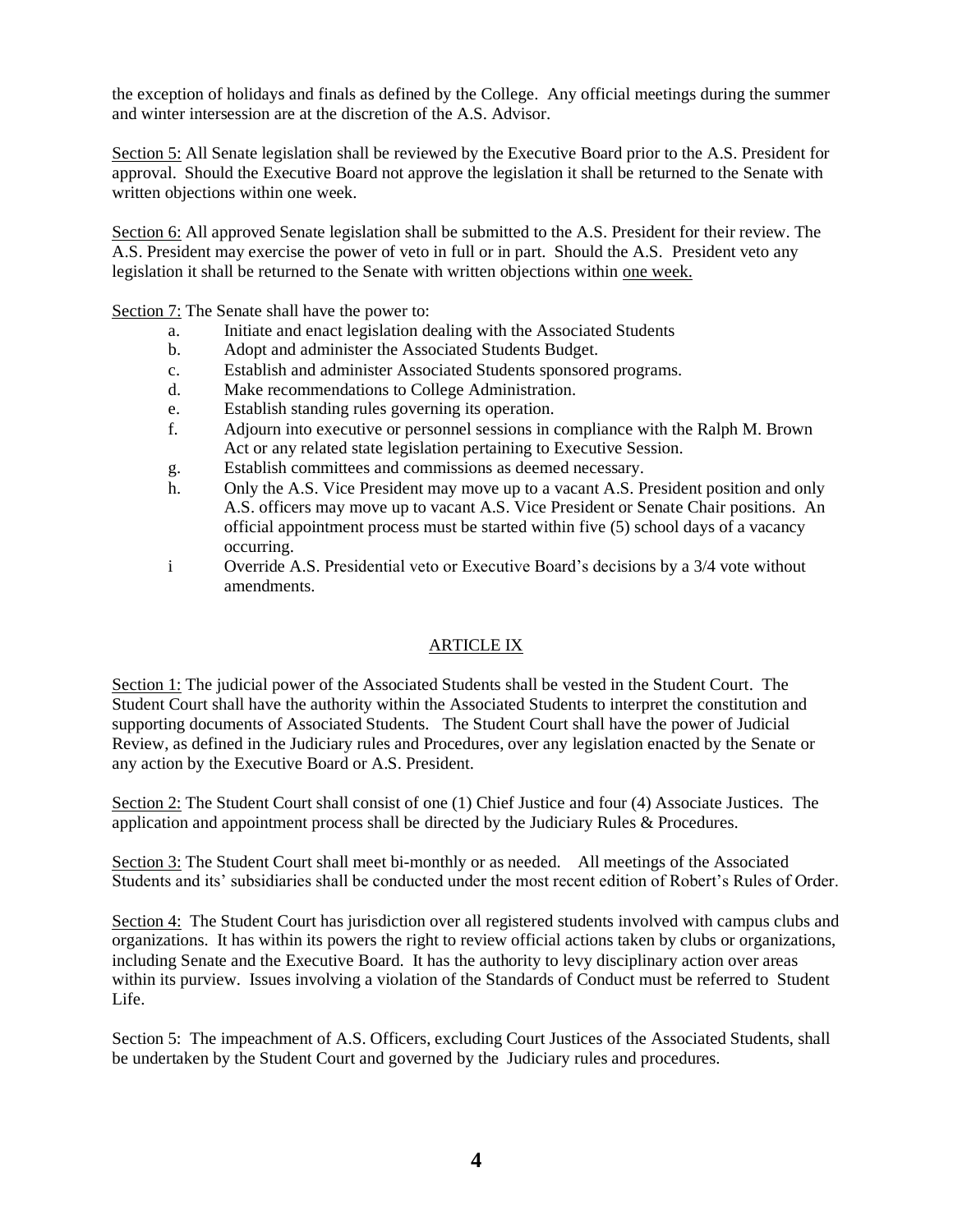the exception of holidays and finals as defined by the College. Any official meetings during the summer and winter intersession are at the discretion of the A.S. Advisor.

Section 5: All Senate legislation shall be reviewed by the Executive Board prior to the A.S. President for approval. Should the Executive Board not approve the legislation it shall be returned to the Senate with written objections within one week.

Section 6: All approved Senate legislation shall be submitted to the A.S. President for their review. The A.S. President may exercise the power of veto in full or in part. Should the A.S. President veto any legislation it shall be returned to the Senate with written objections within one week.

Section 7: The Senate shall have the power to:

a. Initiate and enact legislation dealing with the Associated Students
b. Adopt and administer the Associated Students Budget.
c. Establish and administer Associated Students sponsored programs.
d. Make recommendations to College Administration.
e. Establish standing rules governing its operation.
f. Adjourn into executive or personnel sessions in compliance with the Ralph M. Brown Act or any related state legislation pertaining to Executive Session.
g. Establish committees and commissions as deemed necessary.
h. Only the A.S. Vice President may move up to a vacant A.S. President position and only A.S. officers may move up to vacant A.S. Vice President or Senate Chair positions. An official appointment process must be started within five (5) school days of a vacancy occurring.
i Override A.S. Presidential veto or Executive Board's decisions by a 3/4 vote without amendments.

## ARTICLE IX

Section 1: The judicial power of the Associated Students shall be vested in the Student Court. The Student Court shall have the authority within the Associated Students to interpret the constitution and supporting documents of Associated Students. The Student Court shall have the power of Judicial Review, as defined in the Judiciary rules and Procedures, over any legislation enacted by the Senate or any action by the Executive Board or A.S. President.

Section 2: The Student Court shall consist of one (1) Chief Justice and four (4) Associate Justices. The application and appointment process shall be directed by the Judiciary Rules & Procedures.

Section 3: The Student Court shall meet bi-monthly or as needed. All meetings of the Associated Students and its' subsidiaries shall be conducted under the most recent edition of Robert's Rules of Order.

Section 4: The Student Court has jurisdiction over all registered students involved with campus clubs and organizations. It has within its powers the right to review official actions taken by clubs or organizations, including Senate and the Executive Board. It has the authority to levy disciplinary action over areas within its purview. Issues involving a violation of the Standards of Conduct must be referred to Student Life.

Section 5: The impeachment of A.S. Officers, excluding Court Justices of the Associated Students, shall be undertaken by the Student Court and governed by the Judiciary rules and procedures.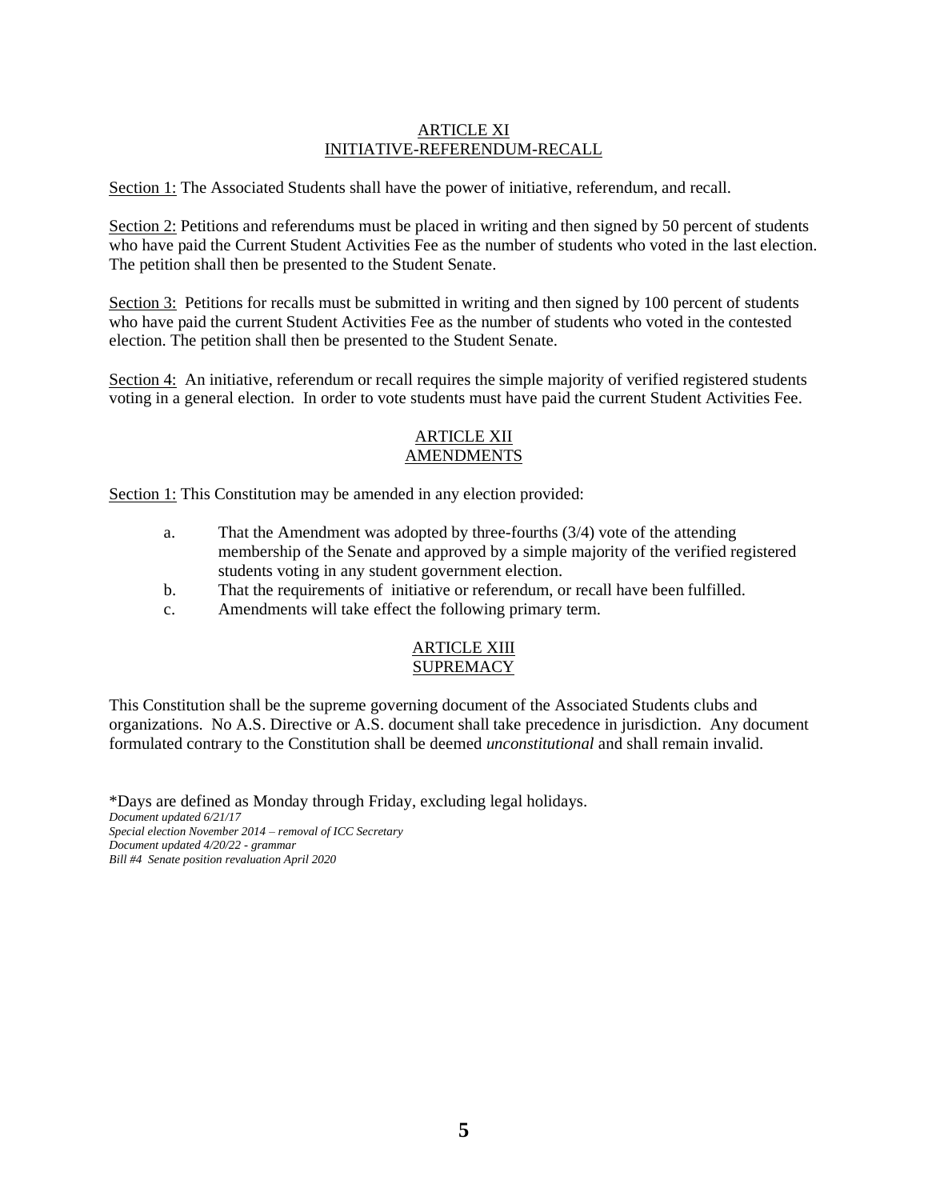## ARTICLE XI
## INITIATIVE-REFERENDUM-RECALL

Section 1: The Associated Students shall have the power of initiative, referendum, and recall.

Section 2: Petitions and referendums must be placed in writing and then signed by 50 percent of students who have paid the Current Student Activities Fee as the number of students who voted in the last election. The petition shall then be presented to the Student Senate.

Section 3: Petitions for recalls must be submitted in writing and then signed by 100 percent of students who have paid the current Student Activities Fee as the number of students who voted in the contested election. The petition shall then be presented to the Student Senate.

Section 4: An initiative, referendum or recall requires the simple majority of verified registered students voting in a general election. In order to vote students must have paid the current Student Activities Fee.

## ARTICLE XII
## AMENDMENTS

Section 1: This Constitution may be amended in any election provided:

a. That the Amendment was adopted by three-fourths (3/4) vote of the attending membership of the Senate and approved by a simple majority of the verified registered students voting in any student government election.
b. That the requirements of initiative or referendum, or recall have been fulfilled.
c. Amendments will take effect the following primary term.

## ARTICLE XIII
## SUPREMACY

This Constitution shall be the supreme governing document of the Associated Students clubs and organizations. No A.S. Directive or A.S. document shall take precedence in jurisdiction. Any document formulated contrary to the Constitution shall be deemed *unconstitutional* and shall remain invalid.

*Days are defined as Monday through Friday, excluding legal holidays.

*Document updated 6/21/17*
*Special election November 2014 – removal of ICC Secretary*
*Document updated 4/20/22 - grammar*
*Bill #4 Senate position revaluation April 2020*